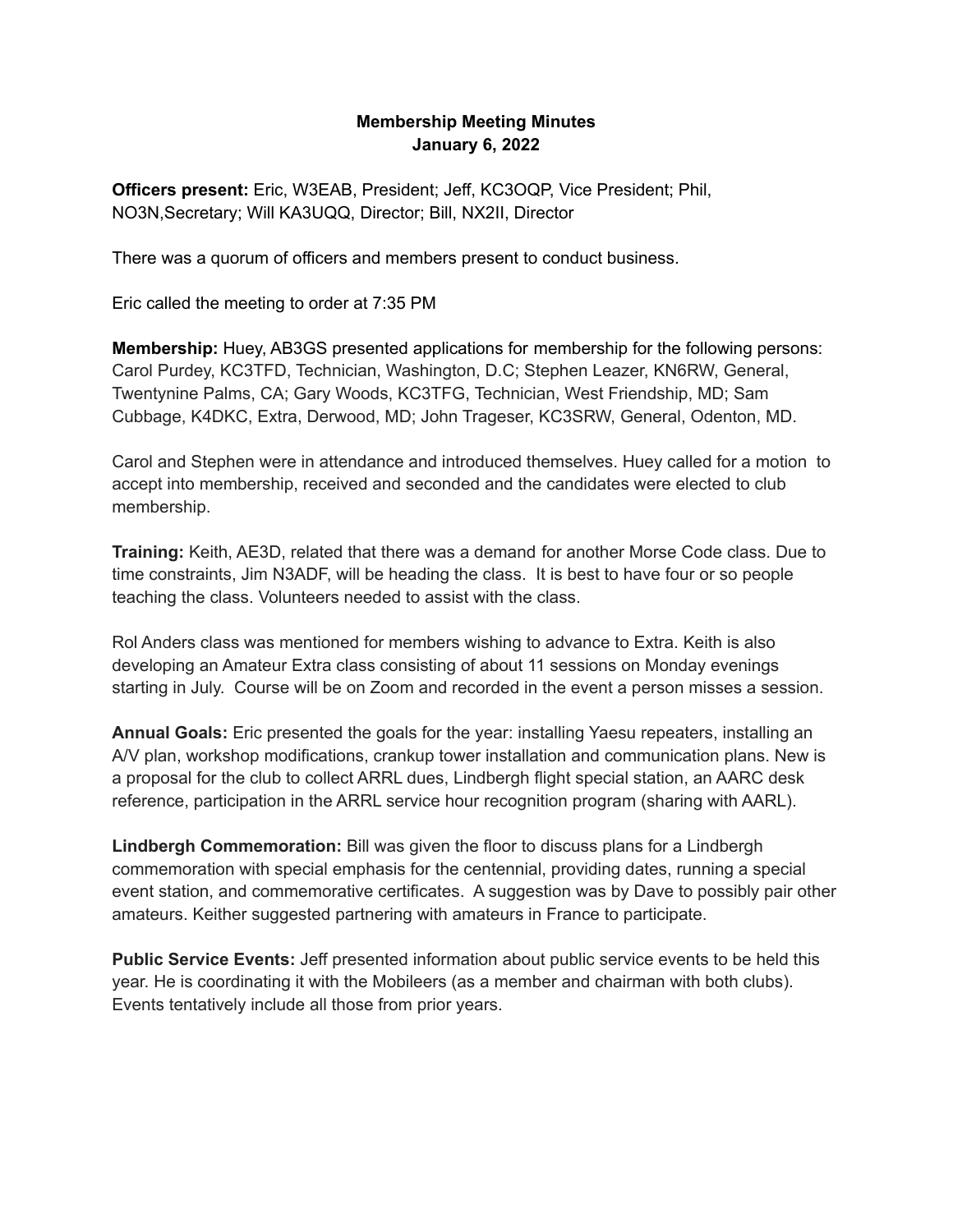**Membership Meeting Minutes**
**January 6, 2022**

**Officers present:** Eric, W3EAB, President; Jeff, KC3OQP, Vice President; Phil, NO3N,Secretary; Will KA3UQQ, Director; Bill, NX2II, Director

There was a quorum of officers and members present to conduct business.

Eric called the meeting to order at 7:35 PM

**Membership:** Huey, AB3GS presented applications for membership for the following persons: Carol Purdey, KC3TFD, Technician, Washington, D.C; Stephen Leazer, KN6RW, General, Twentynine Palms, CA; Gary Woods, KC3TFG, Technician, West Friendship, MD; Sam Cubbage, K4DKC, Extra, Derwood, MD; John Trageser, KC3SRW, General, Odenton, MD.

Carol and Stephen were in attendance and introduced themselves. Huey called for a motion to accept into membership, received and seconded and the candidates were elected to club membership.

**Training:** Keith, AE3D, related that there was a demand for another Morse Code class. Due to time constraints, Jim N3ADF, will be heading the class. It is best to have four or so people teaching the class. Volunteers needed to assist with the class.

Rol Anders class was mentioned for members wishing to advance to Extra. Keith is also developing an Amateur Extra class consisting of about 11 sessions on Monday evenings starting in July. Course will be on Zoom and recorded in the event a person misses a session.

**Annual Goals:** Eric presented the goals for the year: installing Yaesu repeaters, installing an A/V plan, workshop modifications, crankup tower installation and communication plans. New is a proposal for the club to collect ARRL dues, Lindbergh flight special station, an AARC desk reference, participation in the ARRL service hour recognition program (sharing with AARL).

**Lindbergh Commemoration:** Bill was given the floor to discuss plans for a Lindbergh commemoration with special emphasis for the centennial, providing dates, running a special event station, and commemorative certificates. A suggestion was by Dave to possibly pair other amateurs. Keither suggested partnering with amateurs in France to participate.

**Public Service Events:** Jeff presented information about public service events to be held this year. He is coordinating it with the Mobileers (as a member and chairman with both clubs). Events tentatively include all those from prior years.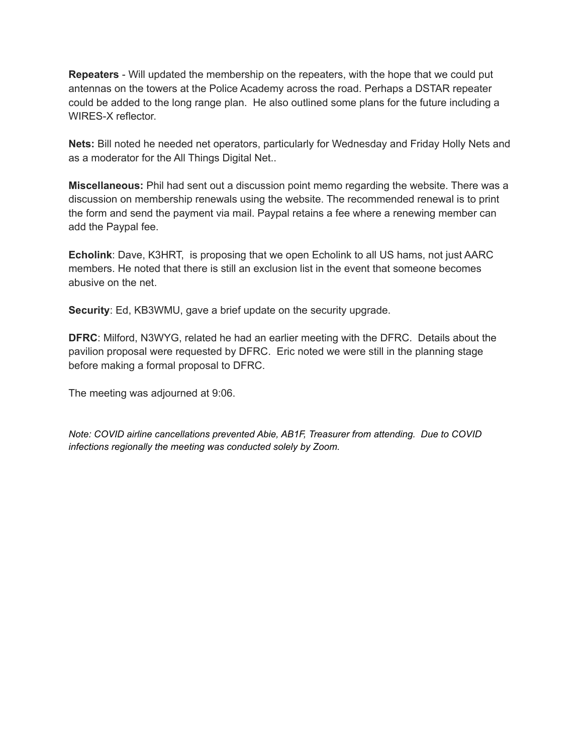**Repeaters** - Will updated the membership on the repeaters, with the hope that we could put antennas on the towers at the Police Academy across the road. Perhaps a DSTAR repeater could be added to the long range plan. He also outlined some plans for the future including a WIRES-X reflector.

**Nets:** Bill noted he needed net operators, particularly for Wednesday and Friday Holly Nets and as a moderator for the All Things Digital Net..

**Miscellaneous:** Phil had sent out a discussion point memo regarding the website. There was a discussion on membership renewals using the website. The recommended renewal is to print the form and send the payment via mail. Paypal retains a fee where a renewing member can add the Paypal fee.

**Echolink**: Dave, K3HRT, is proposing that we open Echolink to all US hams, not just AARC members. He noted that there is still an exclusion list in the event that someone becomes abusive on the net.

**Security**: Ed, KB3WMU, gave a brief update on the security upgrade.

**DFRC**: Milford, N3WYG, related he had an earlier meeting with the DFRC. Details about the pavilion proposal were requested by DFRC. Eric noted we were still in the planning stage before making a formal proposal to DFRC.

The meeting was adjourned at 9:06.

*Note: COVID airline cancellations prevented Abie, AB1F, Treasurer from attending. Due to COVID infections regionally the meeting was conducted solely by Zoom.*